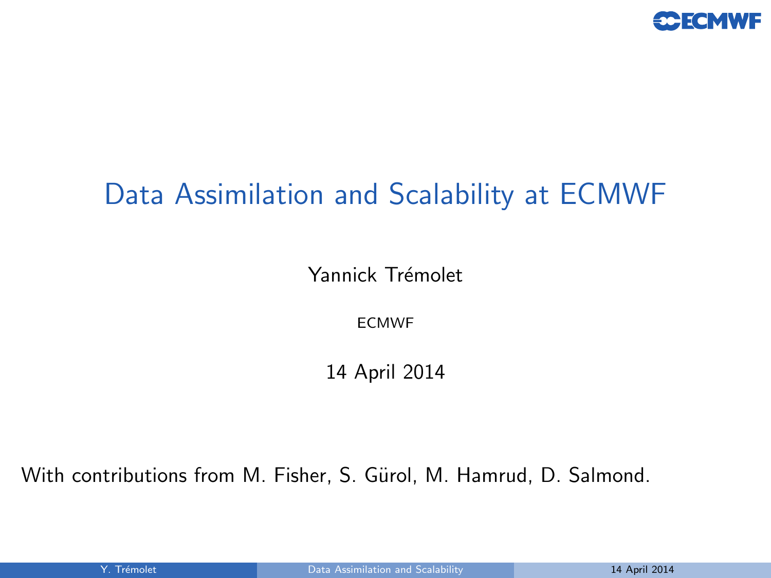# Data Assimilation and Scalability at ECMWF

Yannick Trémolet

ECMWF

14 April 2014

With contributions from M. Fisher, S. Gürol, M. Hamrud, D. Salmond.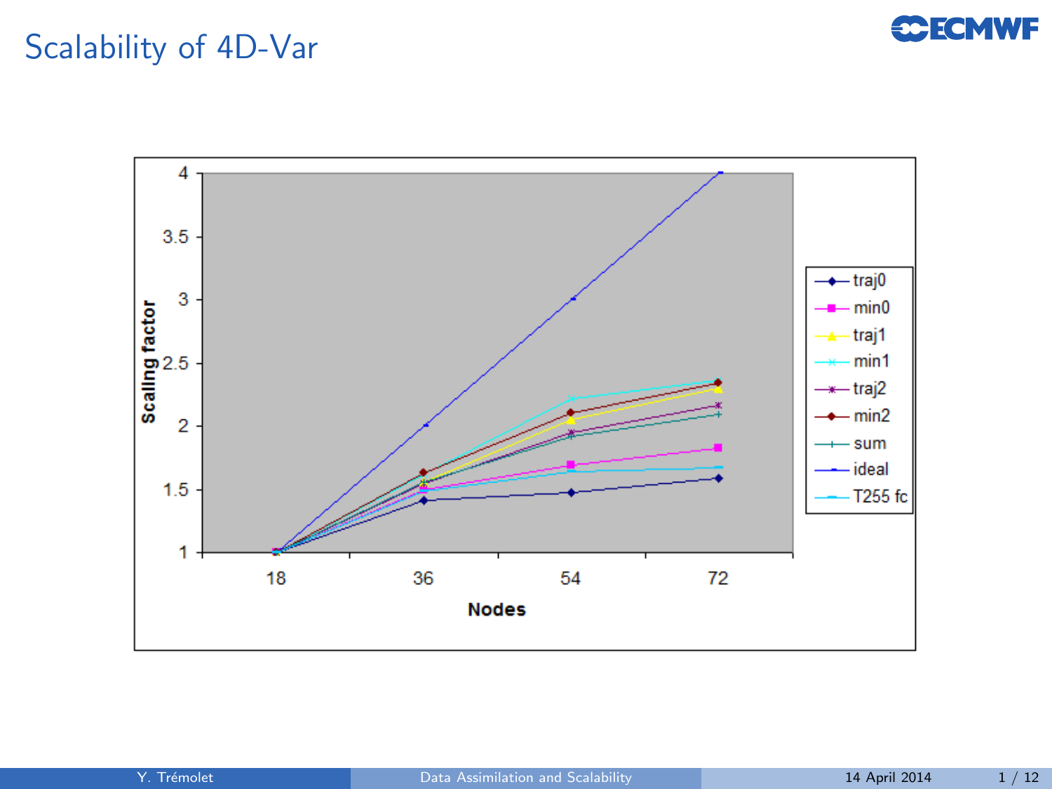# Scalability of 4D-Var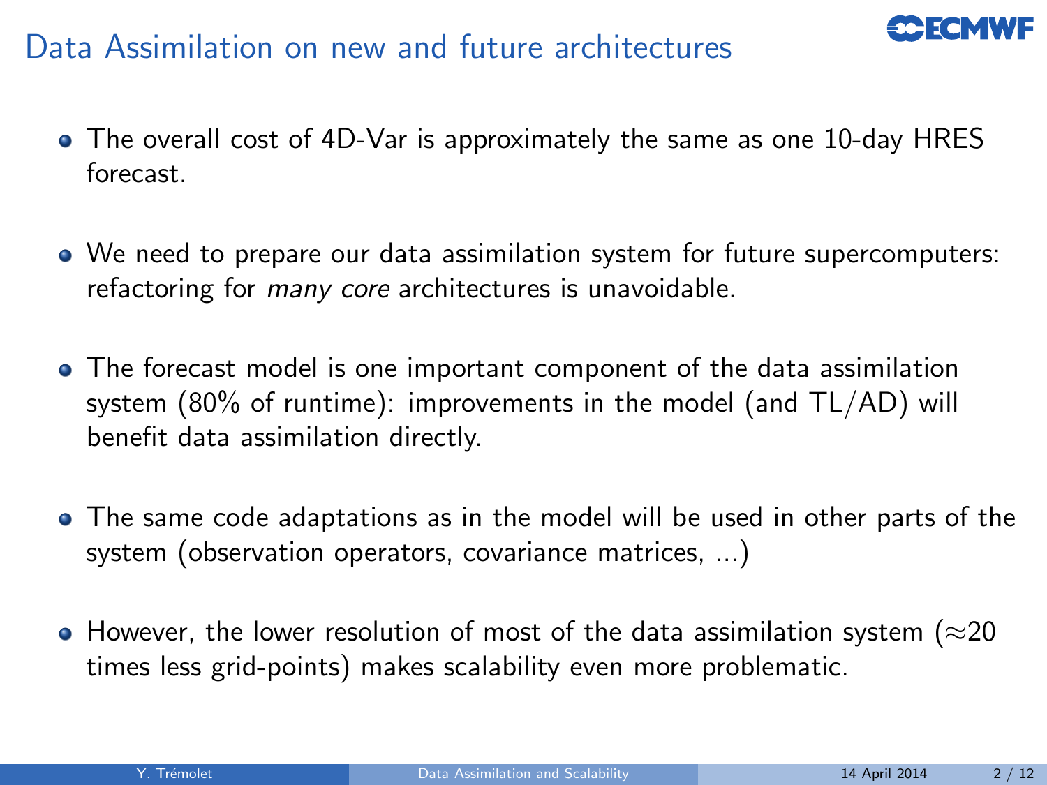# Data Assimilation on new and future architectures

- The overall cost of 4D-Var is approximately the same as one 10-day HRES forecast.
- We need to prepare our data assimilation system for future supercomputers: refactoring for *many core* architectures is unavoidable.
- The forecast model is one important component of the data assimilation system (80% of runtime): improvements in the model (and TL/AD) will benefit data assimilation directly.
- The same code adaptations as in the model will be used in other parts of the system (observation operators, covariance matrices, ...)
- However, the lower resolution of most of the data assimilation system ($\approx$20 times less grid-points) makes scalability even more problematic.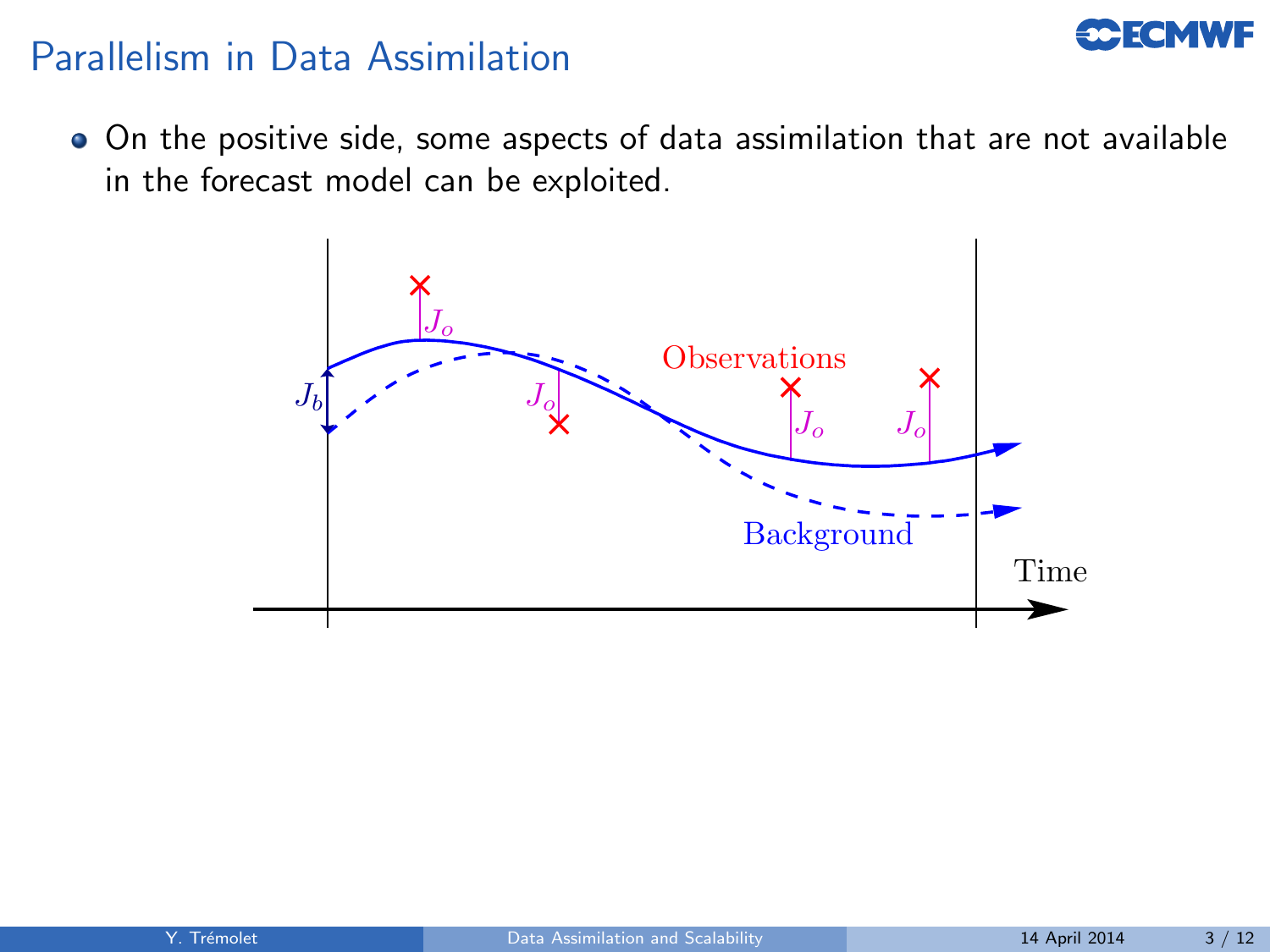## Parallelism in Data Assimilation

- On the positive side, some aspects of data assimilation that are not available in the forecast model can be exploited.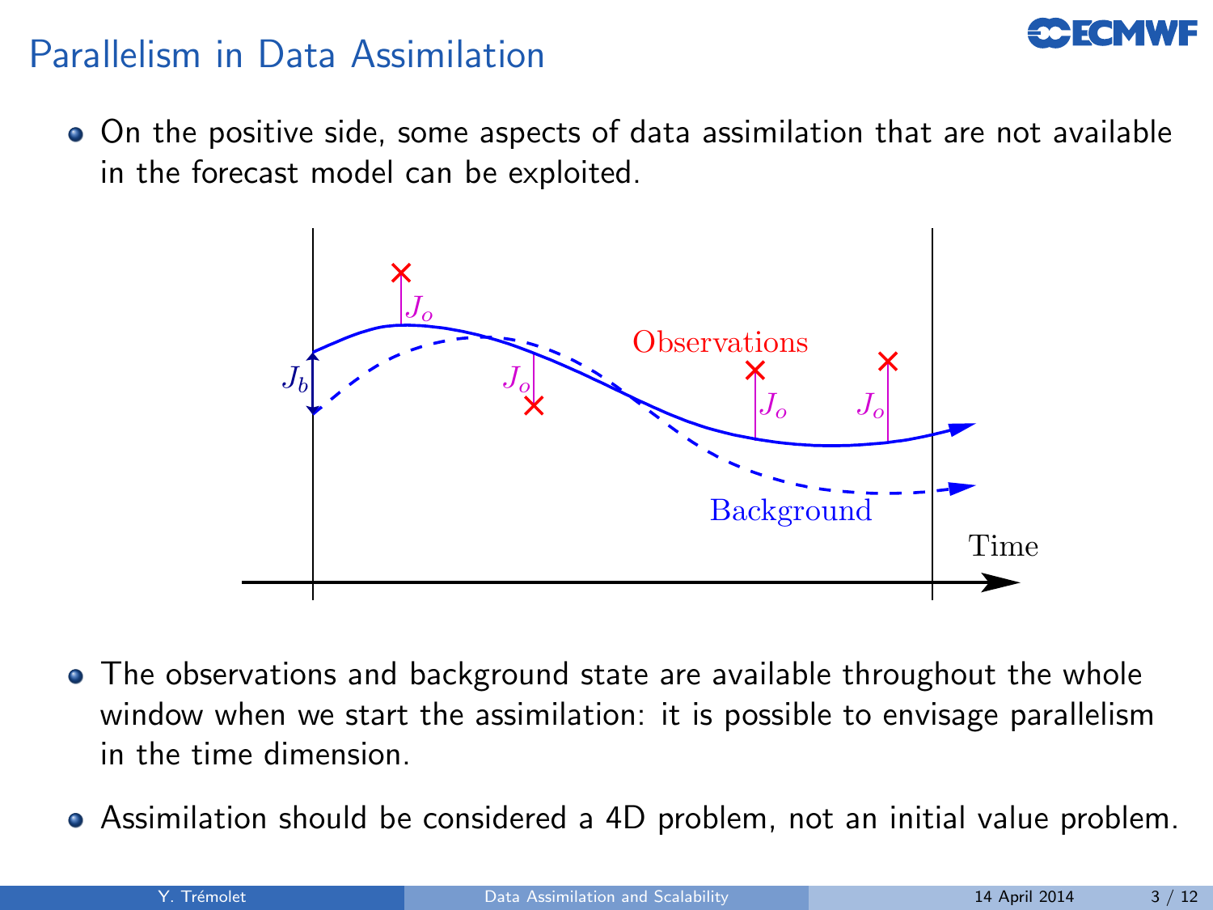## Parallelism in Data Assimilation

- On the positive side, some aspects of data assimilation that are not available in the forecast model can be exploited.

- The observations and background state are available throughout the whole window when we start the assimilation: it is possible to envisage parallelism in the time dimension.
- Assimilation should be considered a 4D problem, not an initial value problem.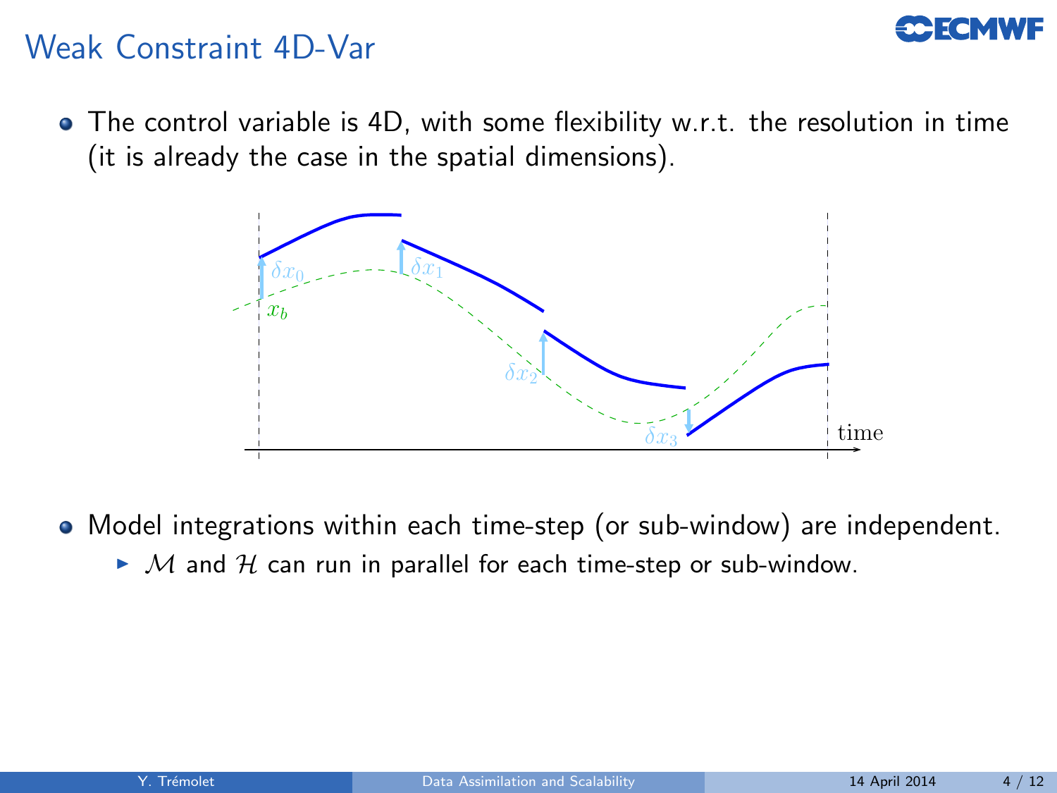# Weak Constraint 4D-Var

- The control variable is 4D, with some flexibility w.r.t. the resolution in time (it is already the case in the spatial dimensions).

- Model integrations within each time-step (or sub-window) are independent.
  - $\mathcal{M}$ and $\mathcal{H}$ can run in parallel for each time-step or sub-window.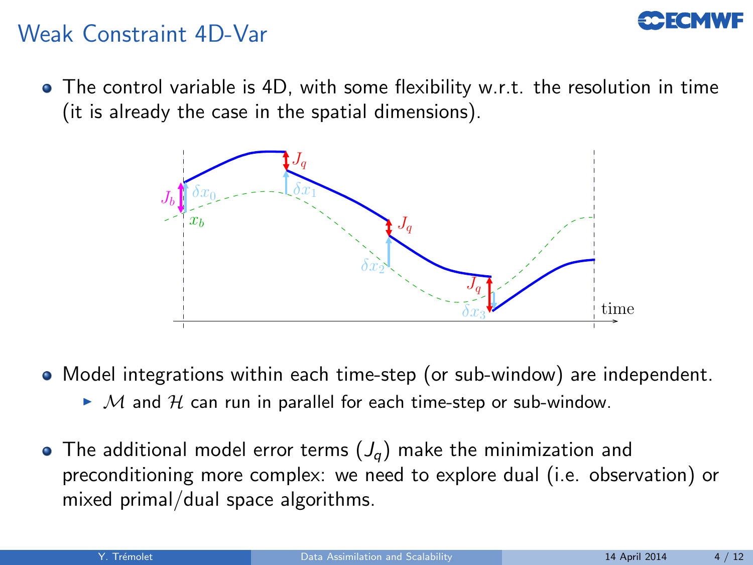# Weak Constraint 4D-Var

- The control variable is 4D, with some flexibility w.r.t. the resolution in time (it is already the case in the spatial dimensions).

- Model integrations within each time-step (or sub-window) are independent.
  - $\mathcal{M}$ and $\mathcal{H}$ can run in parallel for each time-step or sub-window.

- The additional model error terms ($J_q$) make the minimization and preconditioning more complex: we need to explore dual (i.e. observation) or mixed primal/dual space algorithms.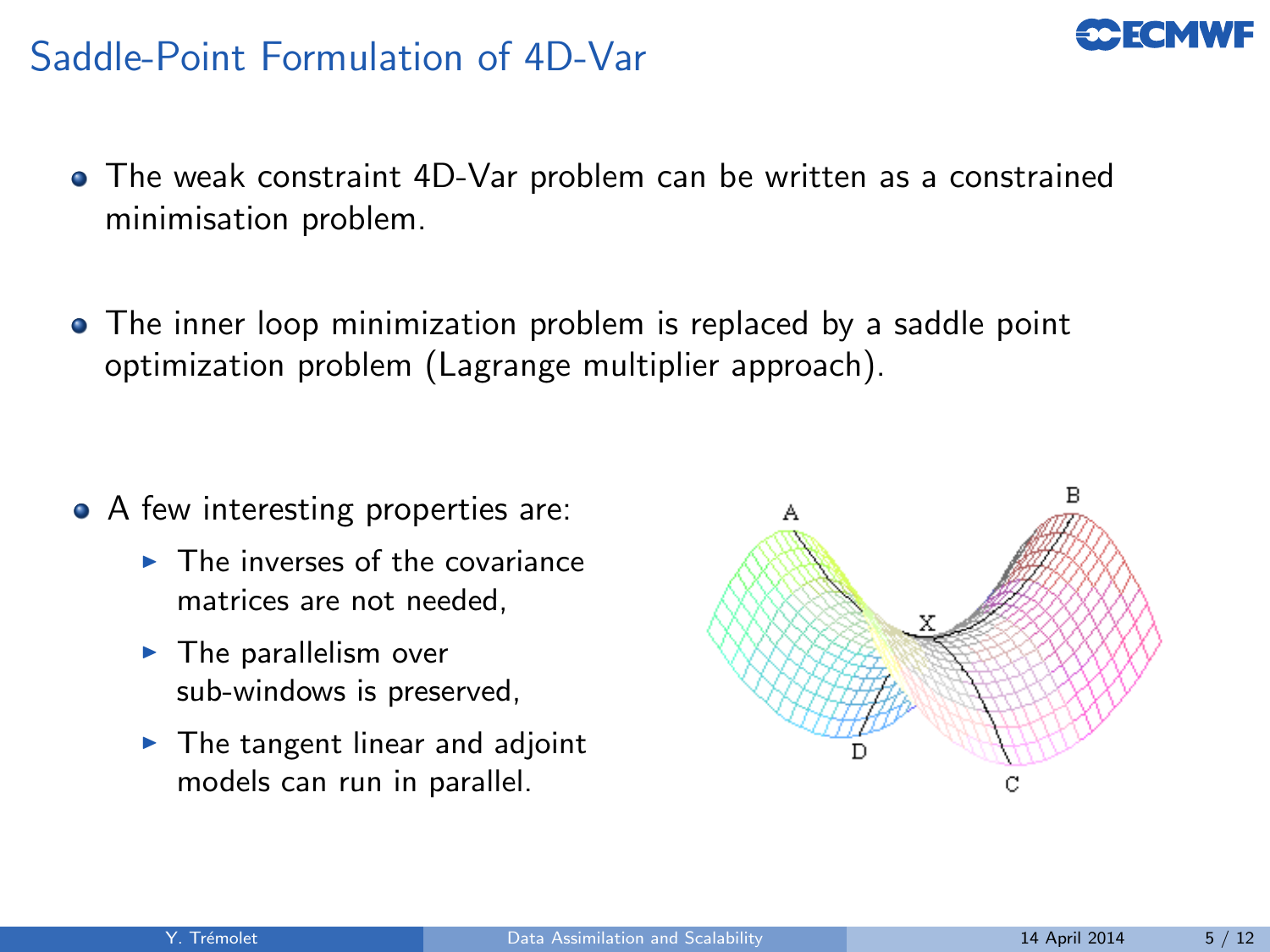# Saddle-Point Formulation of 4D-Var

- The weak constraint 4D-Var problem can be written as a constrained minimisation problem.

- The inner loop minimization problem is replaced by a saddle point optimization problem (Lagrange multiplier approach).

- A few interesting properties are:
  - The inverses of the covariance matrices are not needed,
  - The parallelism over sub-windows is preserved,
  - The tangent linear and adjoint models can run in parallel.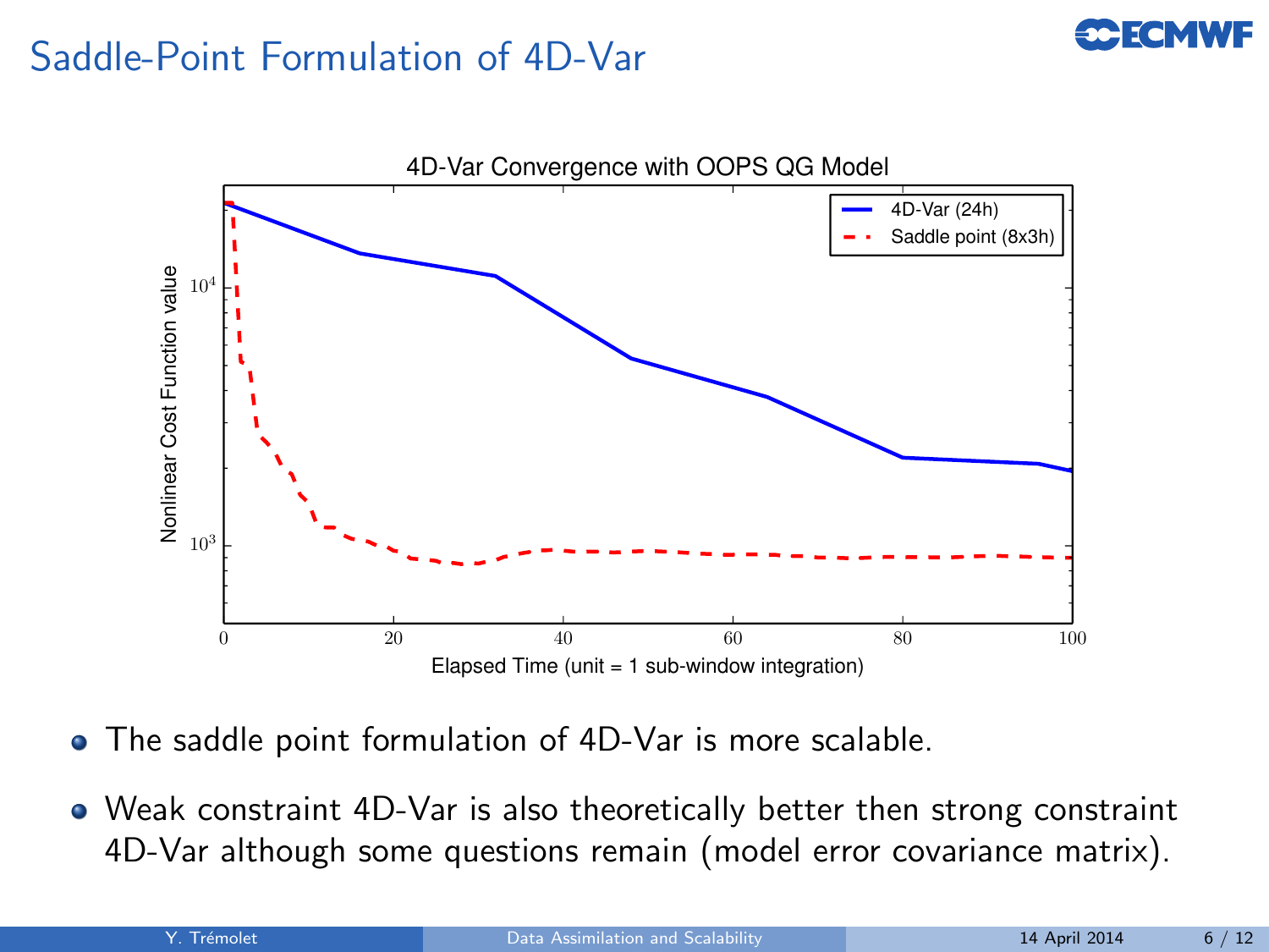# Saddle-Point Formulation of 4D-Var

- The saddle point formulation of 4D-Var is more scalable.
- Weak constraint 4D-Var is also theoretically better then strong constraint 4D-Var although some questions remain (model error covariance matrix).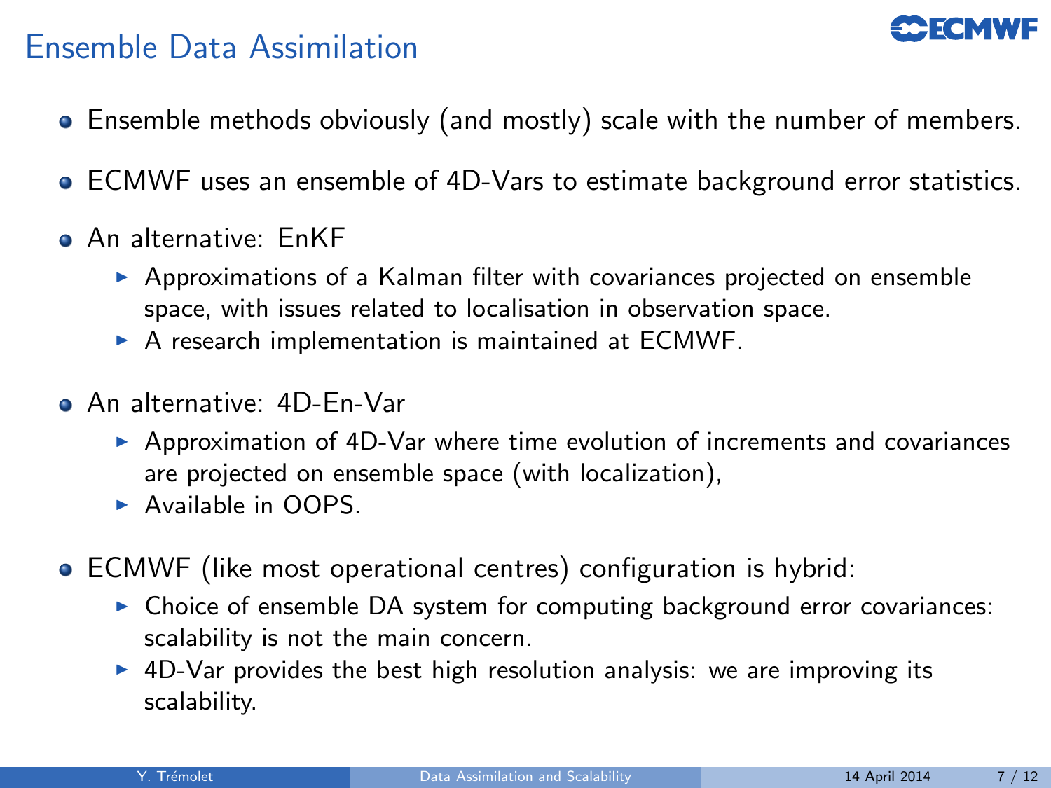# Ensemble Data Assimilation

- Ensemble methods obviously (and mostly) scale with the number of members.
- ECMWF uses an ensemble of 4D-Vars to estimate background error statistics.
- An alternative: EnKF
  - Approximations of a Kalman filter with covariances projected on ensemble space, with issues related to localisation in observation space.
  - A research implementation is maintained at ECMWF.
- An alternative: 4D-En-Var
  - Approximation of 4D-Var where time evolution of increments and covariances are projected on ensemble space (with localization),
  - Available in OOPS.
- ECMWF (like most operational centres) configuration is hybrid:
  - Choice of ensemble DA system for computing background error covariances: scalability is not the main concern.
  - 4D-Var provides the best high resolution analysis: we are improving its scalability.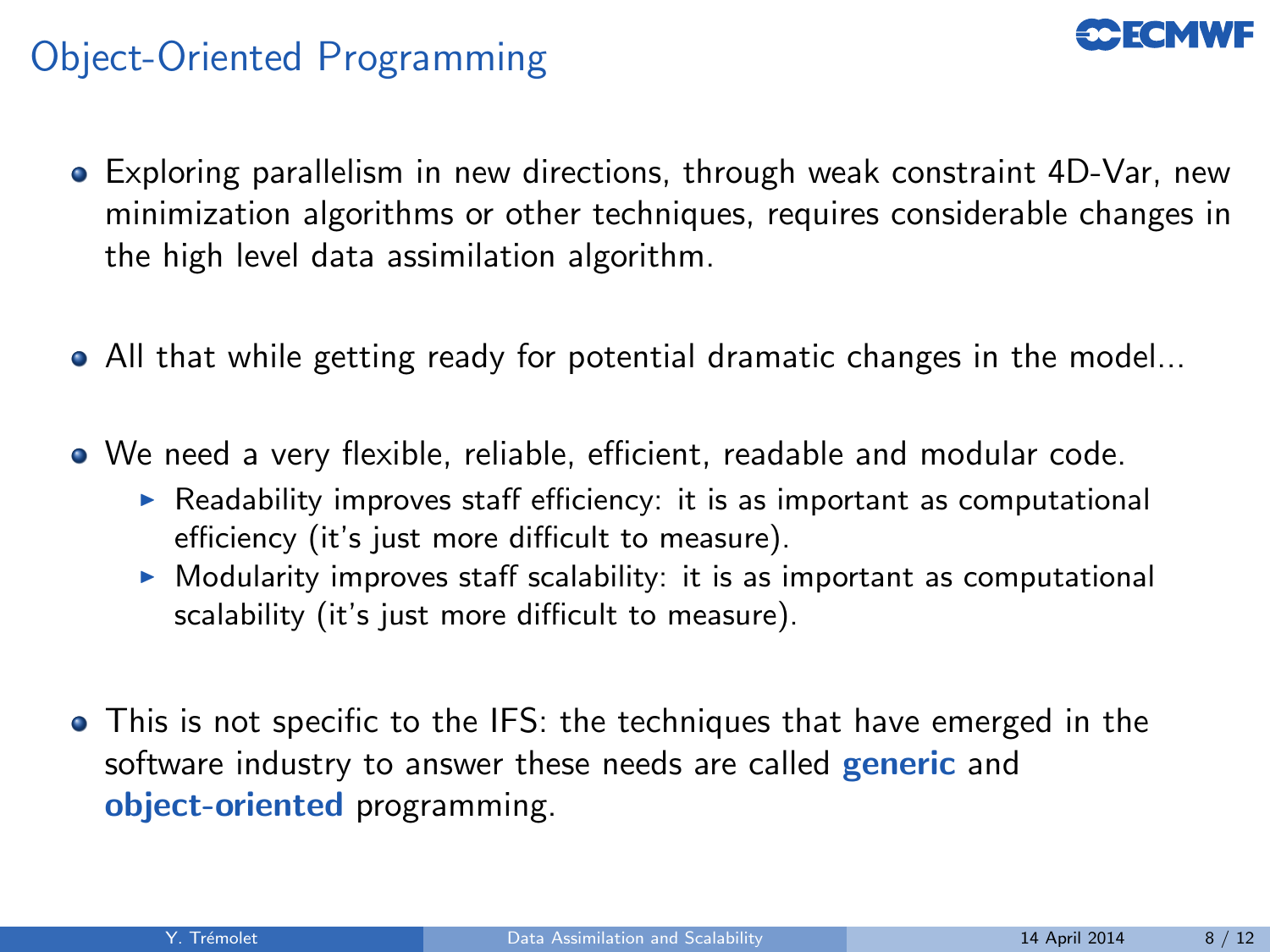# Object-Oriented Programming

- Exploring parallelism in new directions, through weak constraint 4D-Var, new minimization algorithms or other techniques, requires considerable changes in the high level data assimilation algorithm.

- All that while getting ready for potential dramatic changes in the model...

- We need a very flexible, reliable, efficient, readable and modular code.
  - Readability improves staff efficiency: it is as important as computational efficiency (it's just more difficult to measure).
  - Modularity improves staff scalability: it is as important as computational scalability (it's just more difficult to measure).

- This is not specific to the IFS: the techniques that have emerged in the software industry to answer these needs are called **generic** and **object-oriented** programming.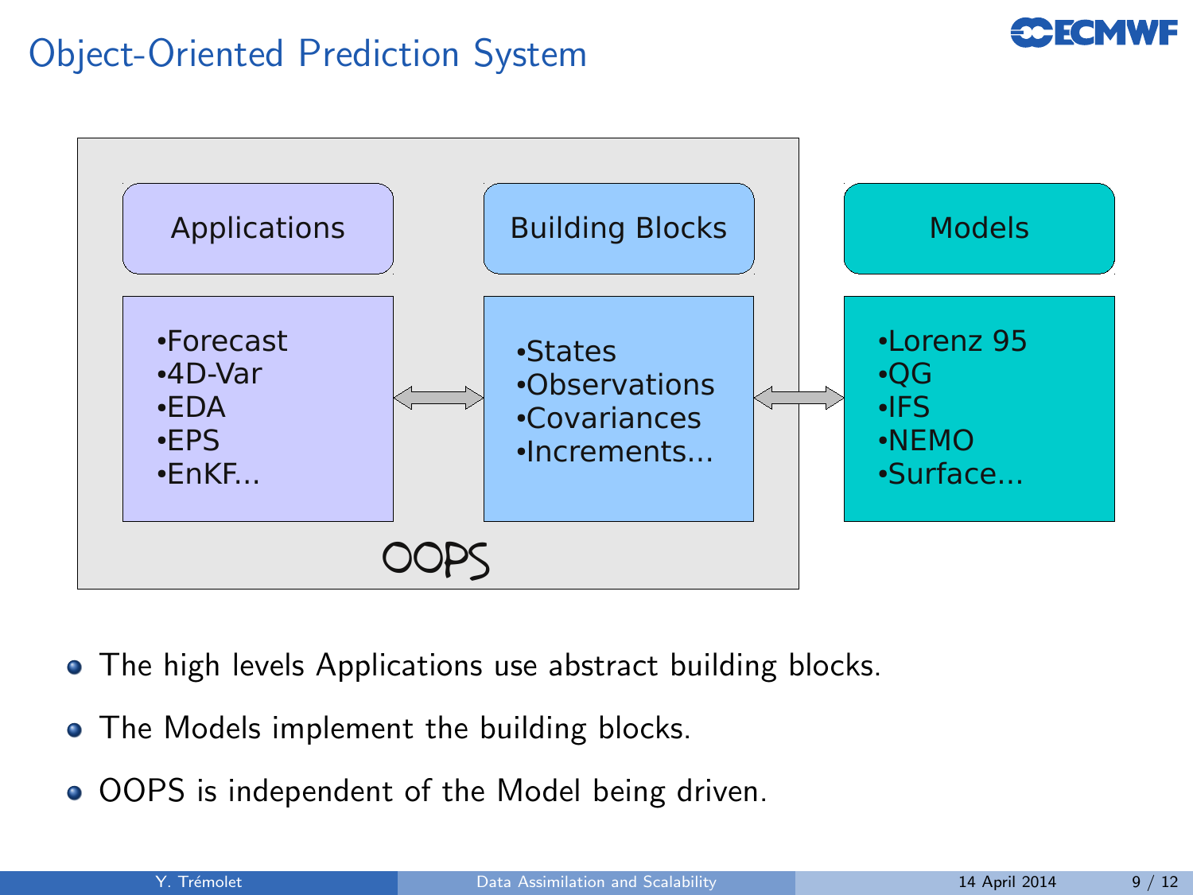# Object-Oriented Prediction System

| Applications | Building Blocks | Models |
|---|---|---|
| •Forecast<br>•4D-Var<br>•EDA<br>•EPS<br>•EnKF... | •States<br>•Observations<br>•Covariances<br>•Increments... | •Lorenz 95<br>•QG<br>•IFS<br>•NEMO<br>•Surface... |

OOPS

- The high levels Applications use abstract building blocks.
- The Models implement the building blocks.
- OOPS is independent of the Model being driven.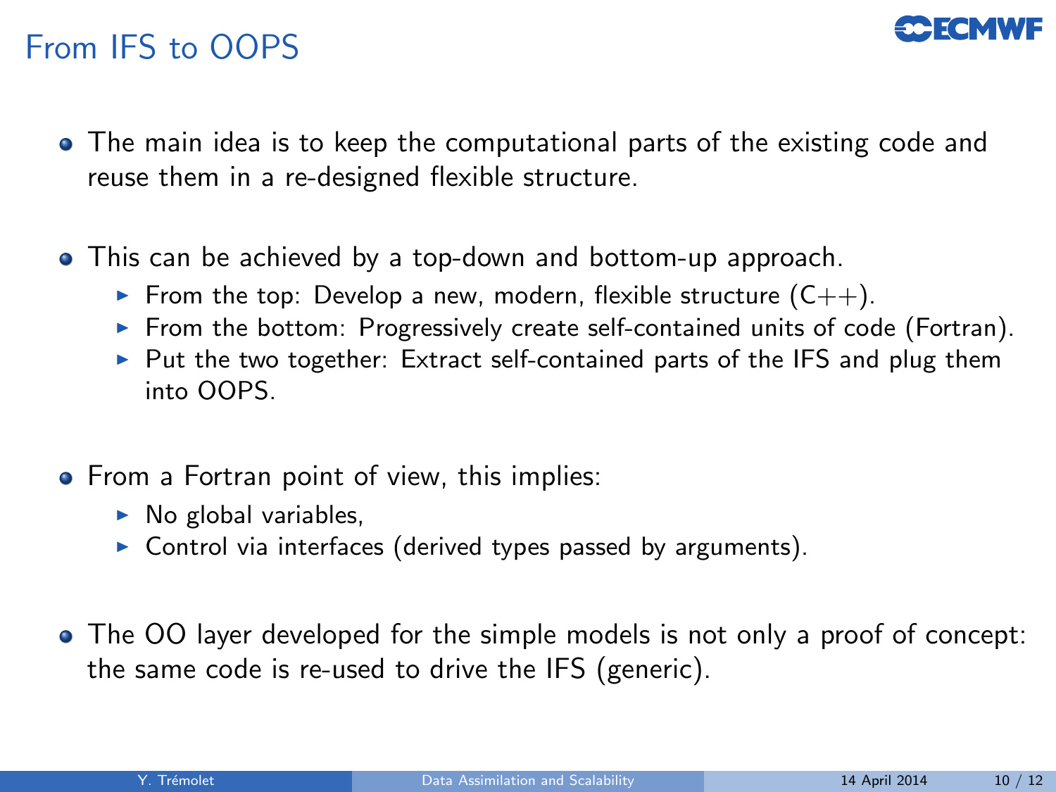# From IFS to OOPS

- The main idea is to keep the computational parts of the existing code and reuse them in a re-designed flexible structure.

- This can be achieved by a top-down and bottom-up approach.
  - From the top: Develop a new, modern, flexible structure (C++).
  - From the bottom: Progressively create self-contained units of code (Fortran).
  - Put the two together: Extract self-contained parts of the IFS and plug them into OOPS.

- From a Fortran point of view, this implies:
  - No global variables,
  - Control via interfaces (derived types passed by arguments).

- The OO layer developed for the simple models is not only a proof of concept: the same code is re-used to drive the IFS (generic).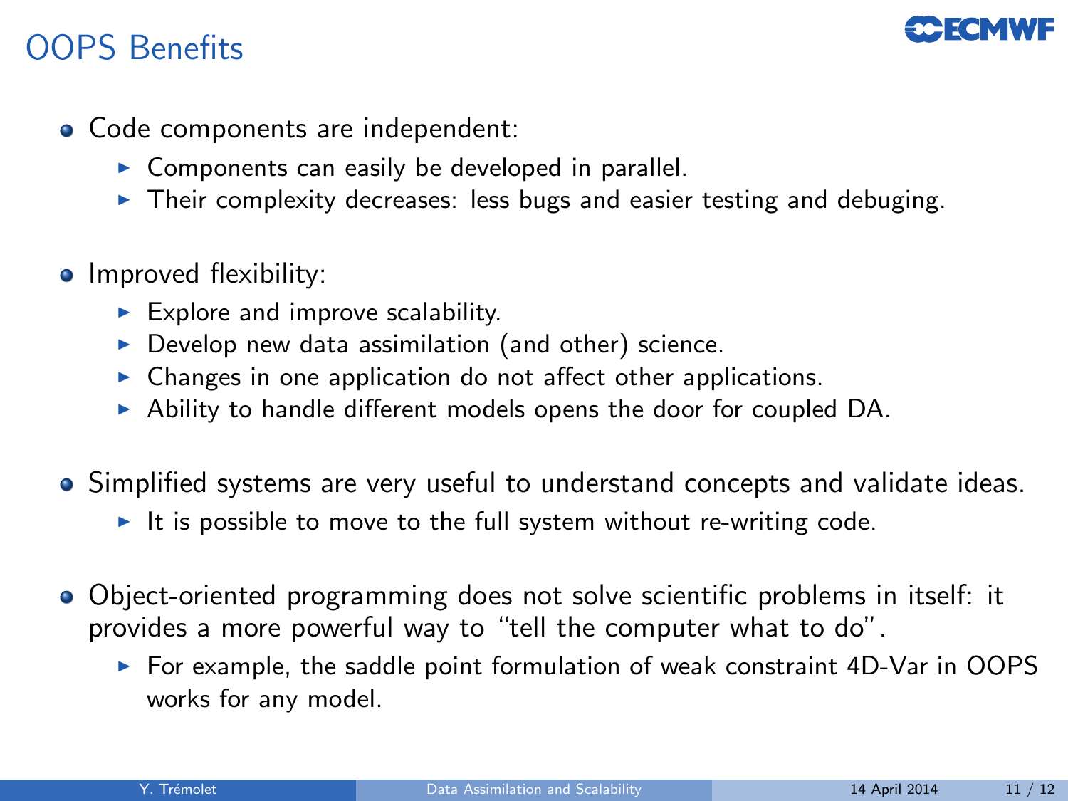# OOPS Benefits

- Code components are independent:
  - Components can easily be developed in parallel.
  - Their complexity decreases: less bugs and easier testing and debuging.
- Improved flexibility:
  - Explore and improve scalability.
  - Develop new data assimilation (and other) science.
  - Changes in one application do not affect other applications.
  - Ability to handle different models opens the door for coupled DA.
- Simplified systems are very useful to understand concepts and validate ideas.
  - It is possible to move to the full system without re-writing code.
- Object-oriented programming does not solve scientific problems in itself: it provides a more powerful way to "tell the computer what to do".
  - For example, the saddle point formulation of weak constraint 4D-Var in OOPS works for any model.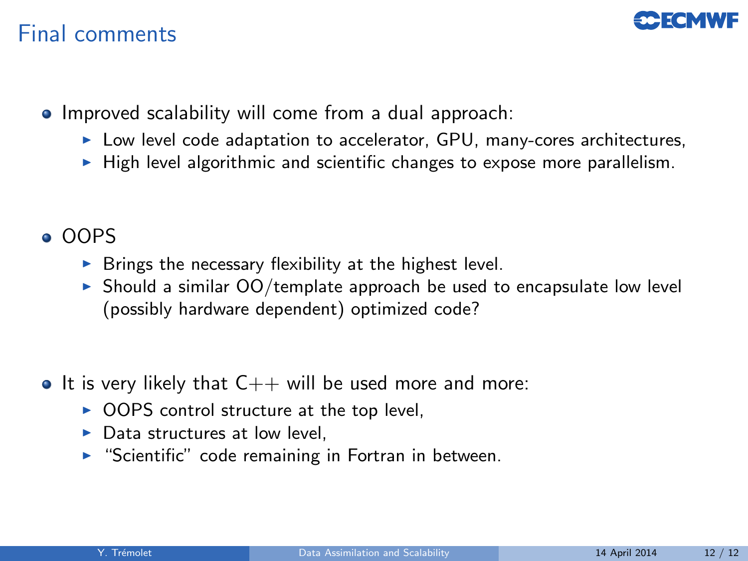# Final comments

- Improved scalability will come from a dual approach:
  - Low level code adaptation to accelerator, GPU, many-cores architectures,
  - High level algorithmic and scientific changes to expose more parallelism.

- OOPS
  - Brings the necessary flexibility at the highest level.
  - Should a similar OO/template approach be used to encapsulate low level (possibly hardware dependent) optimized code?

- It is very likely that C++ will be used more and more:
  - OOPS control structure at the top level,
  - Data structures at low level,
  - "Scientific" code remaining in Fortran in between.